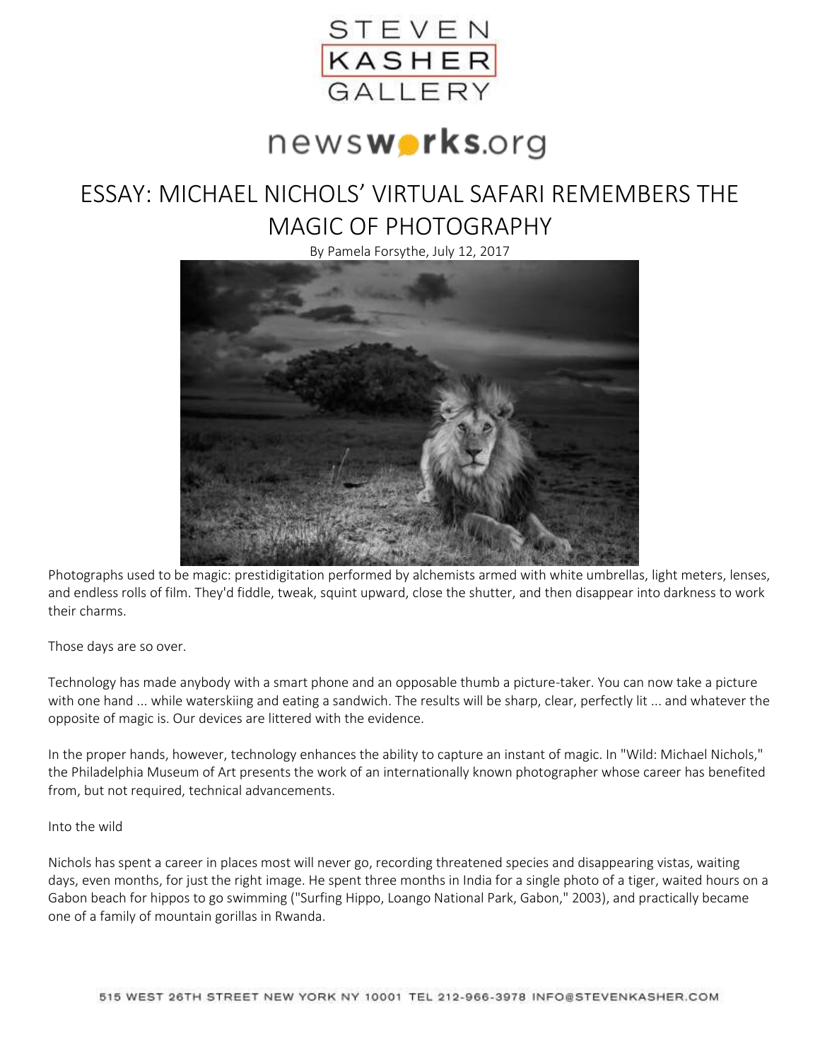STEVEN KASHER GALLERY

newsworks.org

# ESSAY: MICHAEL NICHOLS' VIRTUAL SAFARI REMEMBERS THE MAGIC OF PHOTOGRAPHY

By Pamela Forsythe, July 12, 2017

Photographs used to be magic: prestidigitation performed by alchemists armed with white umbrellas, light meters, lenses, and endless rolls of film. They'd fiddle, tweak, squint upward, close the shutter, and then disappear into darkness to work their charms.

Those days are so over.

Technology has made anybody with a smart phone and an opposable thumb a picture-taker. You can now take a picture with one hand ... while waterskiing and eating a sandwich. The results will be sharp, clear, perfectly lit ... and whatever the opposite of magic is. Our devices are littered with the evidence.

In the proper hands, however, technology enhances the ability to capture an instant of magic. In "Wild: Michael Nichols," the Philadelphia Museum of Art presents the work of an internationally known photographer whose career has benefited from, but not required, technical advancements.

Into the wild

Nichols has spent a career in places most will never go, recording threatened species and disappearing vistas, waiting days, even months, for just the right image. He spent three months in India for a single photo of a tiger, waited hours on a Gabon beach for hippos to go swimming ("Surfing Hippo, Loango National Park, Gabon," 2003), and practically became one of a family of mountain gorillas in Rwanda.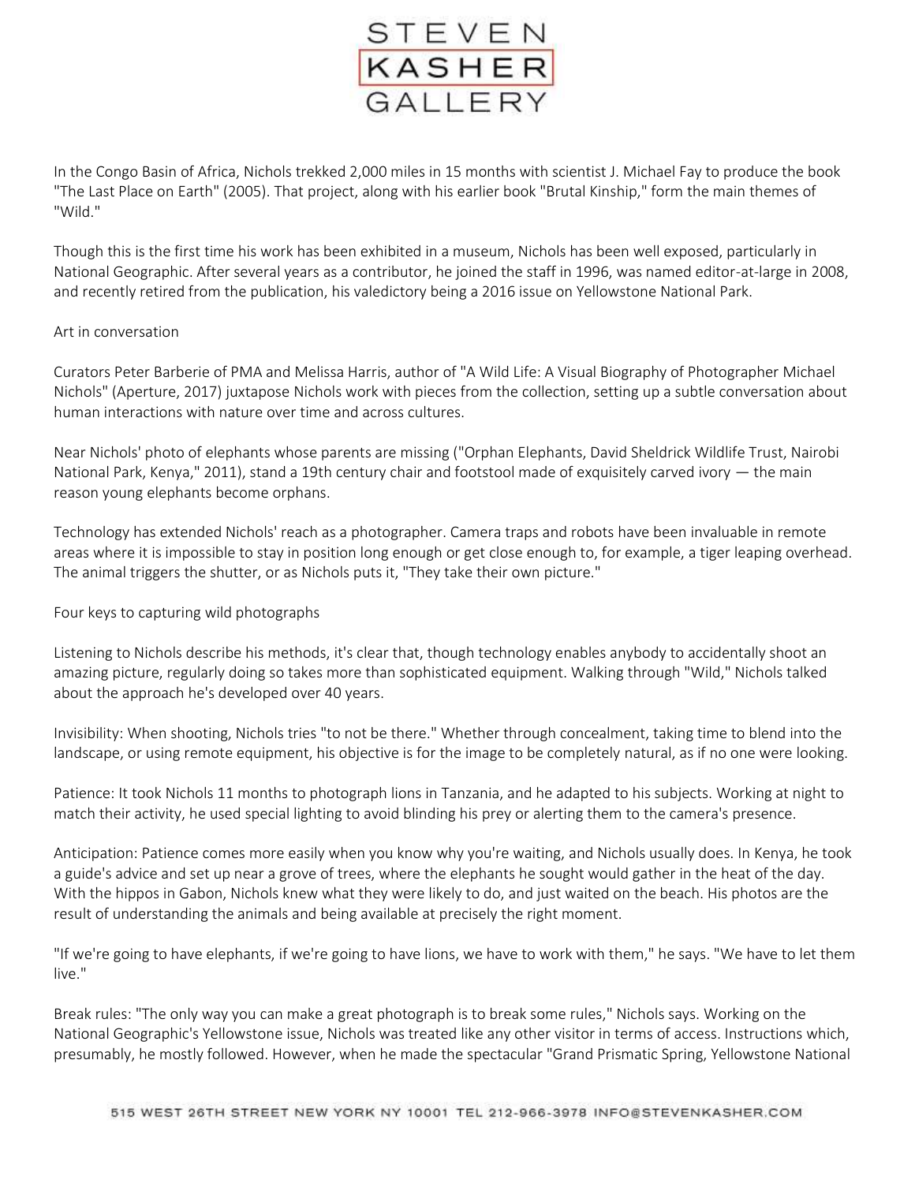In the Congo Basin of Africa, Nichols trekked 2,000 miles in 15 months with scientist J. Michael Fay to produce the book "The Last Place on Earth" (2005). That project, along with his earlier book "Brutal Kinship," form the main themes of "Wild."

Though this is the first time his work has been exhibited in a museum, Nichols has been well exposed, particularly in National Geographic. After several years as a contributor, he joined the staff in 1996, was named editor-at-large in 2008, and recently retired from the publication, his valedictory being a 2016 issue on Yellowstone National Park.

## Art in conversation

Curators Peter Barberie of PMA and Melissa Harris, author of "A Wild Life: A Visual Biography of Photographer Michael Nichols" (Aperture, 2017) juxtapose Nichols work with pieces from the collection, setting up a subtle conversation about human interactions with nature over time and across cultures.

Near Nichols' photo of elephants whose parents are missing ("Orphan Elephants, David Sheldrick Wildlife Trust, Nairobi National Park, Kenya," 2011), stand a 19th century chair and footstool made of exquisitely carved ivory — the main reason young elephants become orphans.

Technology has extended Nichols' reach as a photographer. Camera traps and robots have been invaluable in remote areas where it is impossible to stay in position long enough or get close enough to, for example, a tiger leaping overhead. The animal triggers the shutter, or as Nichols puts it, "They take their own picture."

## Four keys to capturing wild photographs

Listening to Nichols describe his methods, it's clear that, though technology enables anybody to accidentally shoot an amazing picture, regularly doing so takes more than sophisticated equipment. Walking through "Wild," Nichols talked about the approach he's developed over 40 years.

Invisibility: When shooting, Nichols tries "to not be there." Whether through concealment, taking time to blend into the landscape, or using remote equipment, his objective is for the image to be completely natural, as if no one were looking.

Patience: It took Nichols 11 months to photograph lions in Tanzania, and he adapted to his subjects. Working at night to match their activity, he used special lighting to avoid blinding his prey or alerting them to the camera's presence.

Anticipation: Patience comes more easily when you know why you're waiting, and Nichols usually does. In Kenya, he took a guide's advice and set up near a grove of trees, where the elephants he sought would gather in the heat of the day. With the hippos in Gabon, Nichols knew what they were likely to do, and just waited on the beach. His photos are the result of understanding the animals and being available at precisely the right moment.

"If we're going to have elephants, if we're going to have lions, we have to work with them," he says. "We have to let them live."

Break rules: "The only way you can make a great photograph is to break some rules," Nichols says. Working on the National Geographic's Yellowstone issue, Nichols was treated like any other visitor in terms of access. Instructions which, presumably, he mostly followed. However, when he made the spectacular "Grand Prismatic Spring, Yellowstone National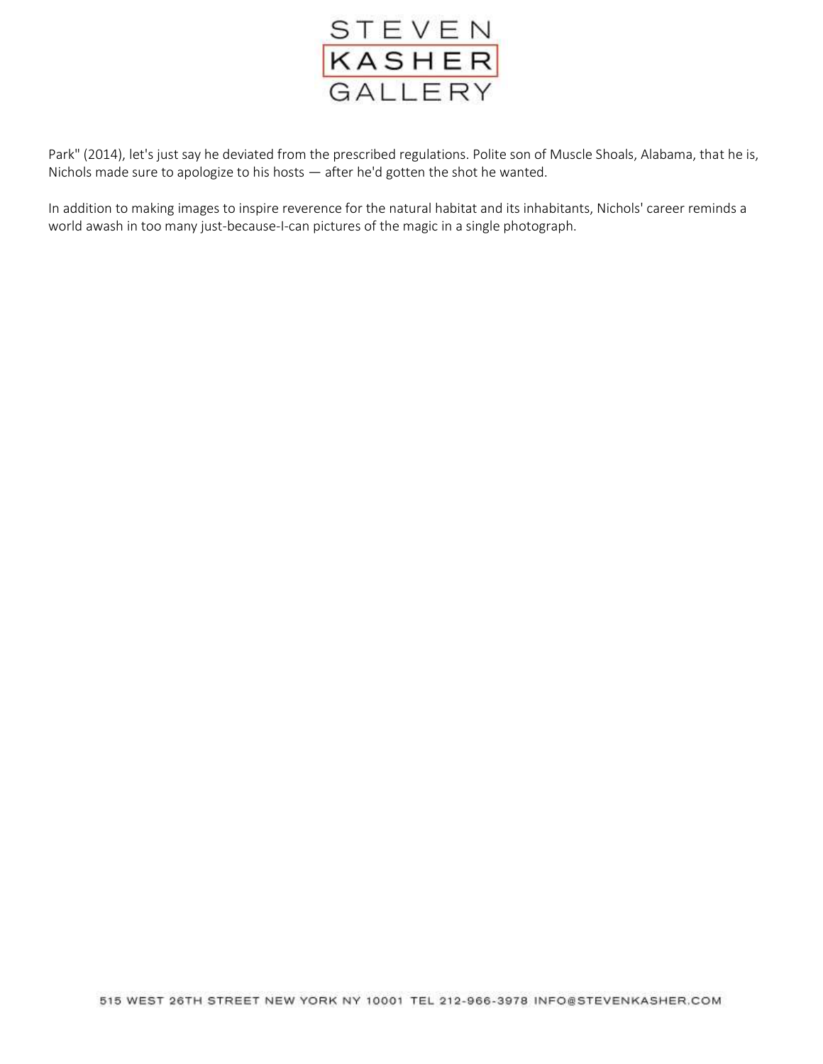Park" (2014), let's just say he deviated from the prescribed regulations. Polite son of Muscle Shoals, Alabama, that he is, Nichols made sure to apologize to his hosts — after he'd gotten the shot he wanted.

In addition to making images to inspire reverence for the natural habitat and its inhabitants, Nichols' career reminds a world awash in too many just-because-I-can pictures of the magic in a single photograph.